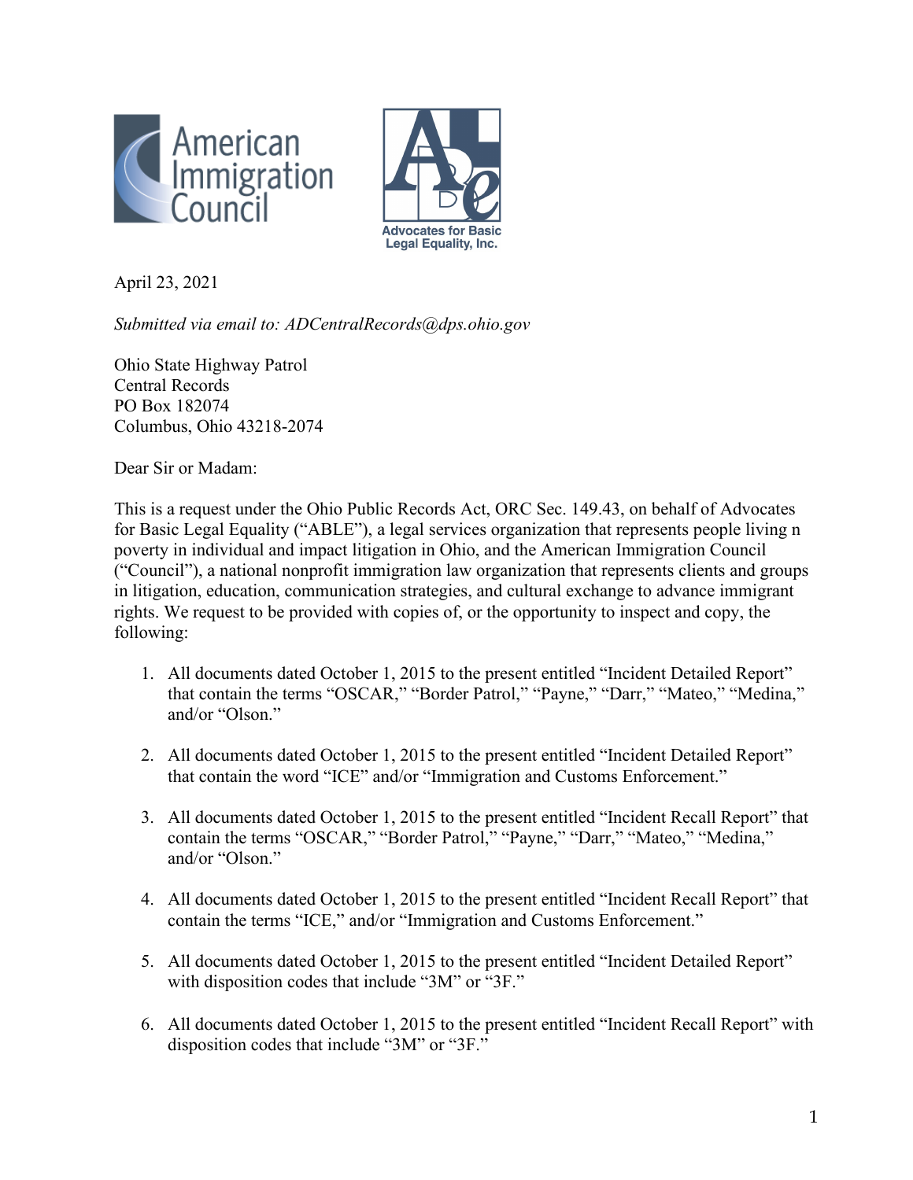April 23, 2021

*Submitted via email to: ADCentralRecords@dps.ohio.gov*

Ohio State Highway Patrol
Central Records
PO Box 182074
Columbus, Ohio 43218-2074

Dear Sir or Madam:

This is a request under the Ohio Public Records Act, ORC Sec. 149.43, on behalf of Advocates for Basic Legal Equality ("ABLE"), a legal services organization that represents people living n poverty in individual and impact litigation in Ohio, and the American Immigration Council ("Council"), a national nonprofit immigration law organization that represents clients and groups in litigation, education, communication strategies, and cultural exchange to advance immigrant rights. We request to be provided with copies of, or the opportunity to inspect and copy, the following:

1. All documents dated October 1, 2015 to the present entitled "Incident Detailed Report" that contain the terms "OSCAR," "Border Patrol," "Payne," "Darr," "Mateo," "Medina," and/or "Olson."

2. All documents dated October 1, 2015 to the present entitled "Incident Detailed Report" that contain the word "ICE" and/or "Immigration and Customs Enforcement."

3. All documents dated October 1, 2015 to the present entitled "Incident Recall Report" that contain the terms "OSCAR," "Border Patrol," "Payne," "Darr," "Mateo," "Medina," and/or "Olson."

4. All documents dated October 1, 2015 to the present entitled "Incident Recall Report" that contain the terms "ICE," and/or "Immigration and Customs Enforcement."

5. All documents dated October 1, 2015 to the present entitled "Incident Detailed Report" with disposition codes that include "3M" or "3F."

6. All documents dated October 1, 2015 to the present entitled "Incident Recall Report" with disposition codes that include "3M" or "3F."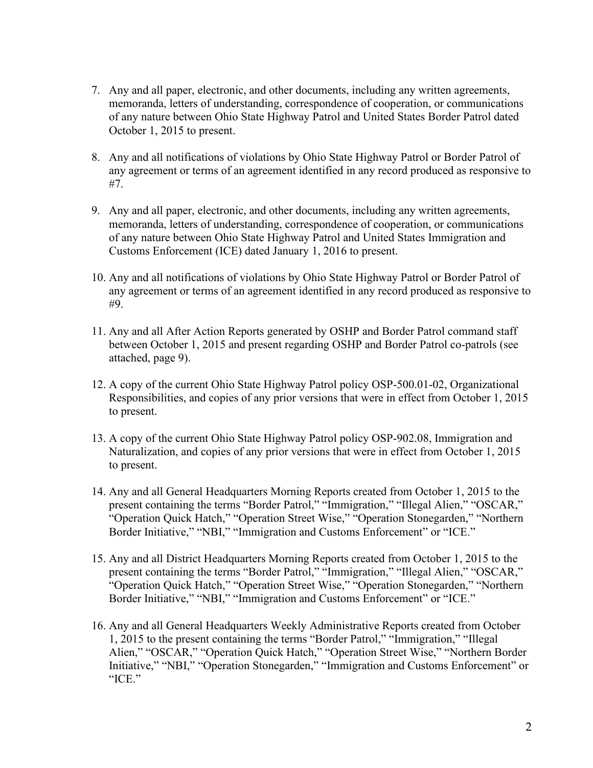7. Any and all paper, electronic, and other documents, including any written agreements, memoranda, letters of understanding, correspondence of cooperation, or communications of any nature between Ohio State Highway Patrol and United States Border Patrol dated October 1, 2015 to present.

8. Any and all notifications of violations by Ohio State Highway Patrol or Border Patrol of any agreement or terms of an agreement identified in any record produced as responsive to #7.

9. Any and all paper, electronic, and other documents, including any written agreements, memoranda, letters of understanding, correspondence of cooperation, or communications of any nature between Ohio State Highway Patrol and United States Immigration and Customs Enforcement (ICE) dated January 1, 2016 to present.

10. Any and all notifications of violations by Ohio State Highway Patrol or Border Patrol of any agreement or terms of an agreement identified in any record produced as responsive to #9.

11. Any and all After Action Reports generated by OSHP and Border Patrol command staff between October 1, 2015 and present regarding OSHP and Border Patrol co-patrols (see attached, page 9).

12. A copy of the current Ohio State Highway Patrol policy OSP-500.01-02, Organizational Responsibilities, and copies of any prior versions that were in effect from October 1, 2015 to present.

13. A copy of the current Ohio State Highway Patrol policy OSP-902.08, Immigration and Naturalization, and copies of any prior versions that were in effect from October 1, 2015 to present.

14. Any and all General Headquarters Morning Reports created from October 1, 2015 to the present containing the terms "Border Patrol," "Immigration," "Illegal Alien," "OSCAR," "Operation Quick Hatch," "Operation Street Wise," "Operation Stonegarden," "Northern Border Initiative," "NBI," "Immigration and Customs Enforcement" or "ICE."

15. Any and all District Headquarters Morning Reports created from October 1, 2015 to the present containing the terms "Border Patrol," "Immigration," "Illegal Alien," "OSCAR," "Operation Quick Hatch," "Operation Street Wise," "Operation Stonegarden," "Northern Border Initiative," "NBI," "Immigration and Customs Enforcement" or "ICE."

16. Any and all General Headquarters Weekly Administrative Reports created from October 1, 2015 to the present containing the terms "Border Patrol," "Immigration," "Illegal Alien," "OSCAR," "Operation Quick Hatch," "Operation Street Wise," "Northern Border Initiative," "NBI," "Operation Stonegarden," "Immigration and Customs Enforcement" or "ICE."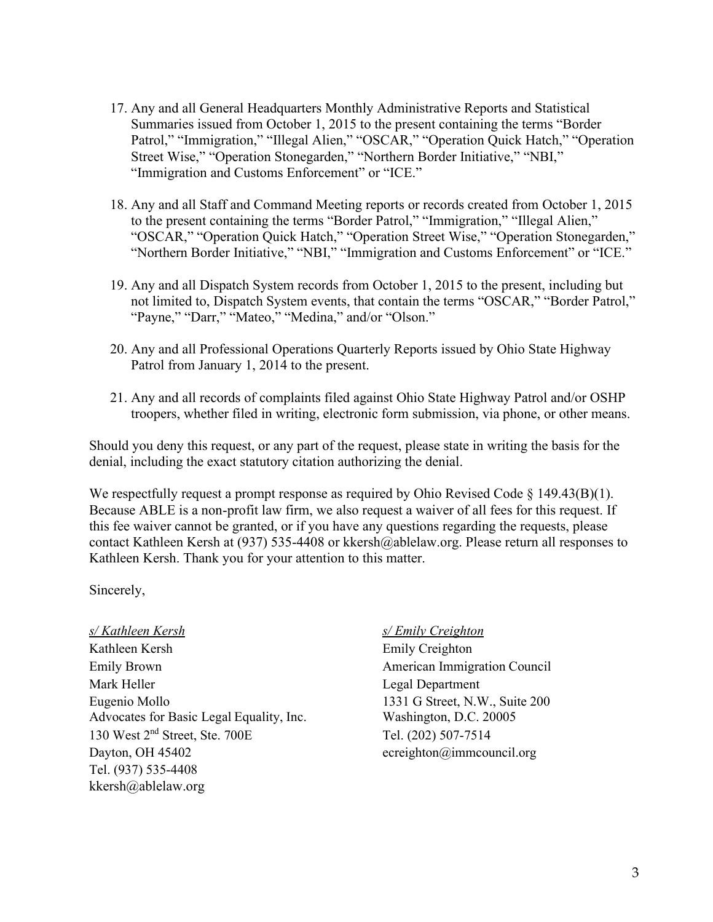17. Any and all General Headquarters Monthly Administrative Reports and Statistical Summaries issued from October 1, 2015 to the present containing the terms "Border Patrol," "Immigration," "Illegal Alien," "OSCAR," "Operation Quick Hatch," "Operation Street Wise," "Operation Stonegarden," "Northern Border Initiative," "NBI," "Immigration and Customs Enforcement" or "ICE."

18. Any and all Staff and Command Meeting reports or records created from October 1, 2015 to the present containing the terms "Border Patrol," "Immigration," "Illegal Alien," "OSCAR," "Operation Quick Hatch," "Operation Street Wise," "Operation Stonegarden," "Northern Border Initiative," "NBI," "Immigration and Customs Enforcement" or "ICE."

19. Any and all Dispatch System records from October 1, 2015 to the present, including but not limited to, Dispatch System events, that contain the terms "OSCAR," "Border Patrol," "Payne," "Darr," "Mateo," "Medina," and/or "Olson."

20. Any and all Professional Operations Quarterly Reports issued by Ohio State Highway Patrol from January 1, 2014 to the present.

21. Any and all records of complaints filed against Ohio State Highway Patrol and/or OSHP troopers, whether filed in writing, electronic form submission, via phone, or other means.

Should you deny this request, or any part of the request, please state in writing the basis for the denial, including the exact statutory citation authorizing the denial.

We respectfully request a prompt response as required by Ohio Revised Code § 149.43(B)(1). Because ABLE is a non-profit law firm, we also request a waiver of all fees for this request. If this fee waiver cannot be granted, or if you have any questions regarding the requests, please contact Kathleen Kersh at (937) 535-4408 or kkersh@ablelaw.org. Please return all responses to Kathleen Kersh. Thank you for your attention to this matter.

Sincerely,

*s/ Kathleen Kersh*
Kathleen Kersh
Emily Brown
Mark Heller
Eugenio Mollo
Advocates for Basic Legal Equality, Inc.
130 West 2nd Street, Ste. 700E
Dayton, OH 45402
Tel. (937) 535-4408
kkersh@ablelaw.org

*s/ Emily Creighton*
Emily Creighton
American Immigration Council
Legal Department
1331 G Street, N.W., Suite 200
Washington, D.C. 20005
Tel. (202) 507-7514
ecreighton@immcouncil.org